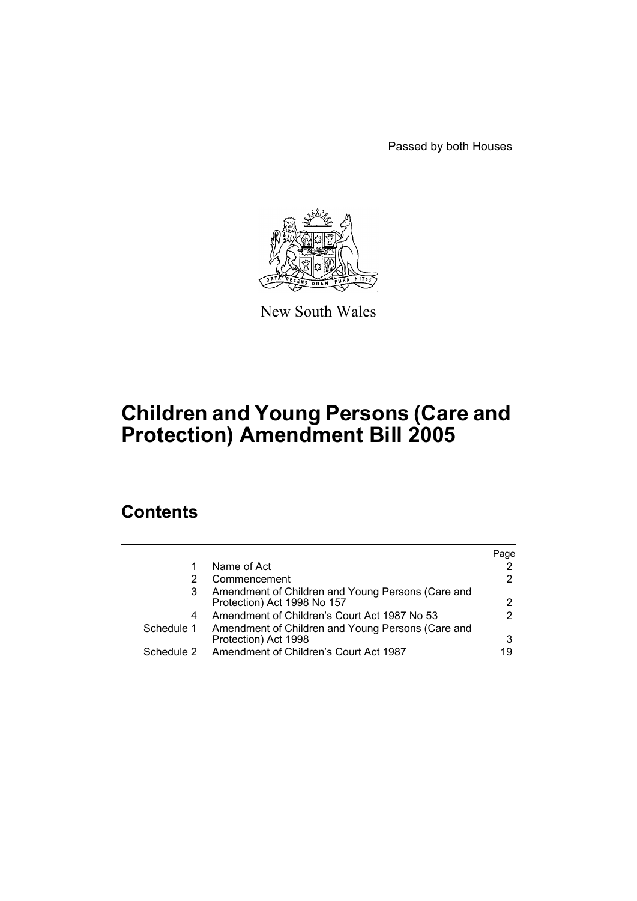Passed by both Houses

New South Wales

# Children and Young Persons (Care and Protection) Amendment Bill 2005

## Contents

| | | Page |
|---|---|---|
| 1 | Name of Act | 2 |
| 2 | Commencement | 2 |
| 3 | Amendment of Children and Young Persons (Care and Protection) Act 1998 No 157 | 2 |
| 4 | Amendment of Children's Court Act 1987 No 53 | 2 |
| Schedule 1 | Amendment of Children and Young Persons (Care and Protection) Act 1998 | 3 |
| Schedule 2 | Amendment of Children's Court Act 1987 | 19 |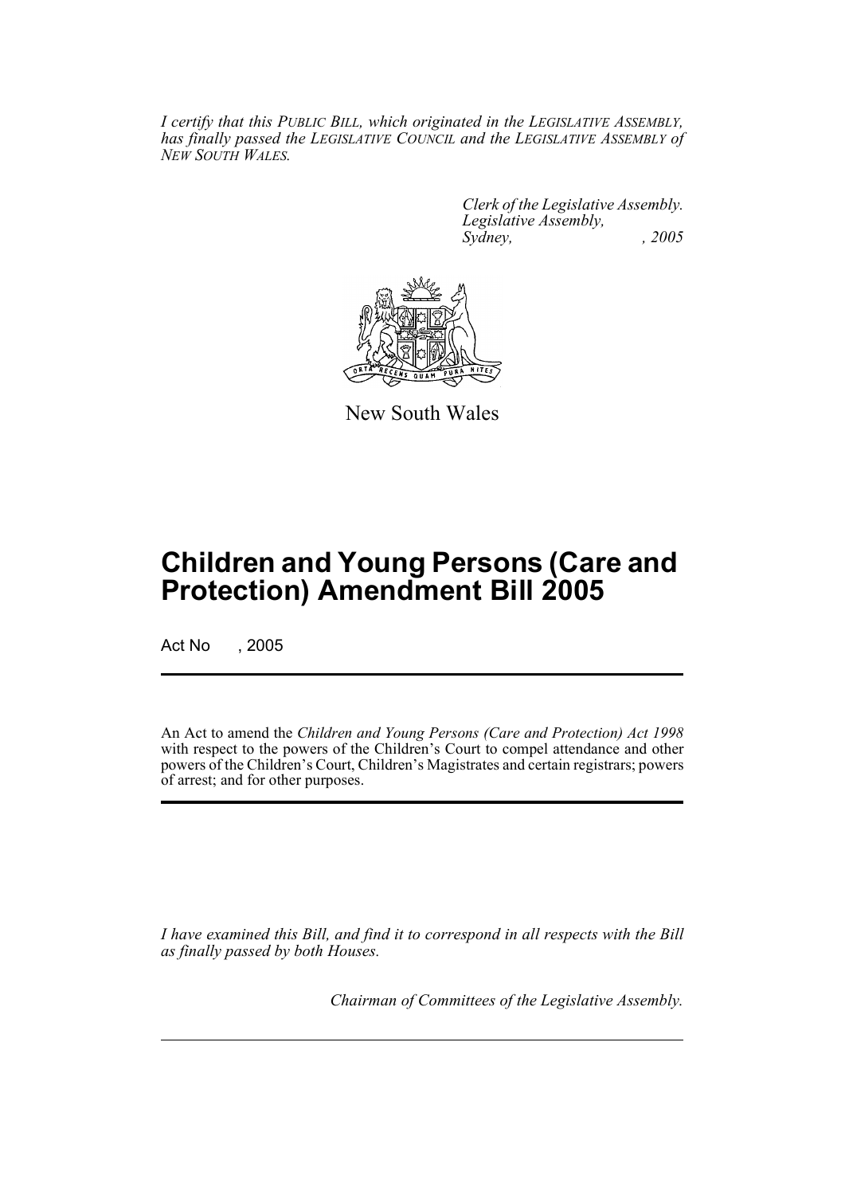*I certify that this PUBLIC BILL, which originated in the LEGISLATIVE ASSEMBLY, has finally passed the LEGISLATIVE COUNCIL and the LEGISLATIVE ASSEMBLY of NEW SOUTH WALES.*

*Clerk of the Legislative Assembly.*
*Legislative Assembly,*
*Sydney, , 2005*

New South Wales

# Children and Young Persons (Care and Protection) Amendment Bill 2005

Act No , 2005

An Act to amend the *Children and Young Persons (Care and Protection) Act 1998* with respect to the powers of the Children's Court to compel attendance and other powers of the Children's Court, Children's Magistrates and certain registrars; powers of arrest; and for other purposes.

*I have examined this Bill, and find it to correspond in all respects with the Bill as finally passed by both Houses.*

*Chairman of Committees of the Legislative Assembly.*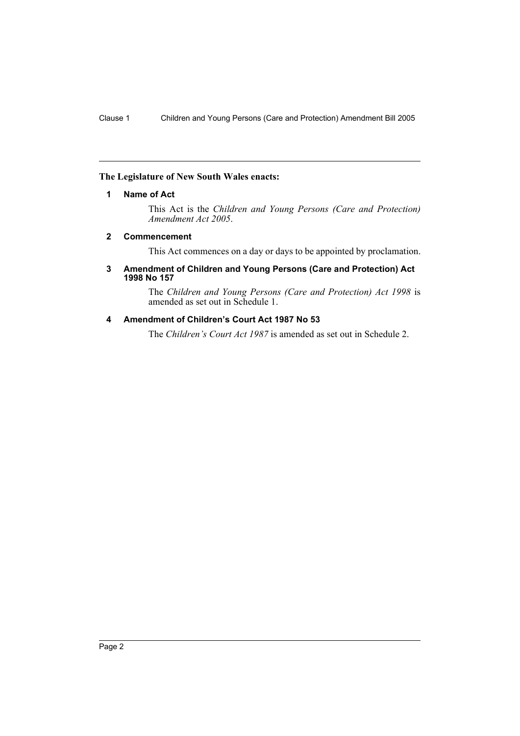**The Legislature of New South Wales enacts:**

## 1 Name of Act

This Act is the *Children and Young Persons (Care and Protection) Amendment Act 2005*.

## 2 Commencement

This Act commences on a day or days to be appointed by proclamation.

## 3 Amendment of Children and Young Persons (Care and Protection) Act 1998 No 157

The *Children and Young Persons (Care and Protection) Act 1998* is amended as set out in Schedule 1.

## 4 Amendment of Children's Court Act 1987 No 53

The *Children's Court Act 1987* is amended as set out in Schedule 2.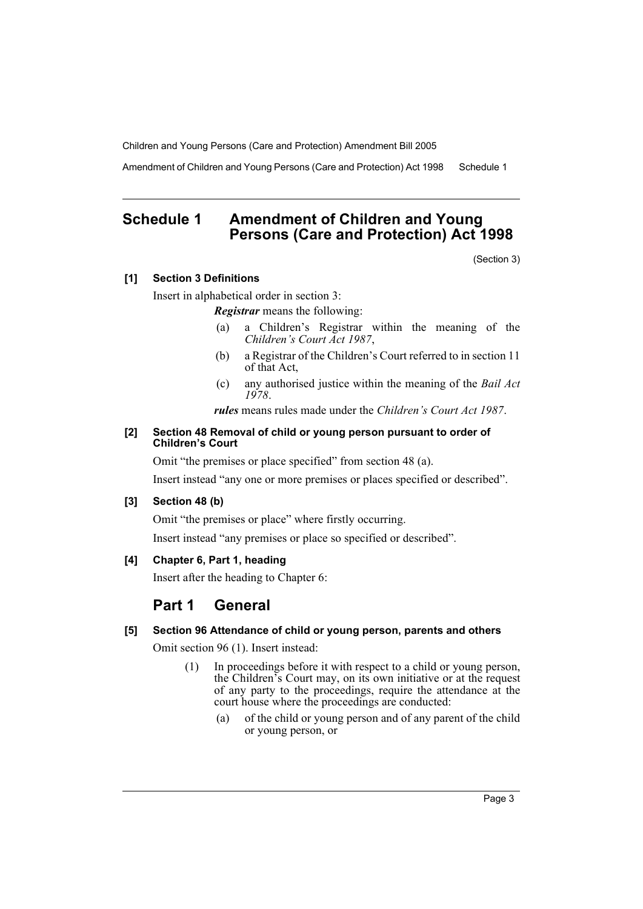## Schedule 1 Amendment of Children and Young Persons (Care and Protection) Act 1998

(Section 3)

### [1] Section 3 Definitions

Insert in alphabetical order in section 3:

***Registrar*** means the following:

- (a) a Children's Registrar within the meaning of the *Children's Court Act 1987*,
- (b) a Registrar of the Children's Court referred to in section 11 of that Act,
- (c) any authorised justice within the meaning of the *Bail Act 1978*.

***rules*** means rules made under the *Children's Court Act 1987*.

### [2] Section 48 Removal of child or young person pursuant to order of Children's Court

Omit "the premises or place specified" from section 48 (a).

Insert instead "any one or more premises or places specified or described".

### [3] Section 48 (b)

Omit "the premises or place" where firstly occurring.

Insert instead "any premises or place so specified or described".

### [4] Chapter 6, Part 1, heading

Insert after the heading to Chapter 6:

## Part 1 General

### [5] Section 96 Attendance of child or young person, parents and others

Omit section 96 (1). Insert instead:

(1) In proceedings before it with respect to a child or young person, the Children's Court may, on its own initiative or at the request of any party to the proceedings, require the attendance at the court house where the proceedings are conducted:

- (a) of the child or young person and of any parent of the child or young person, or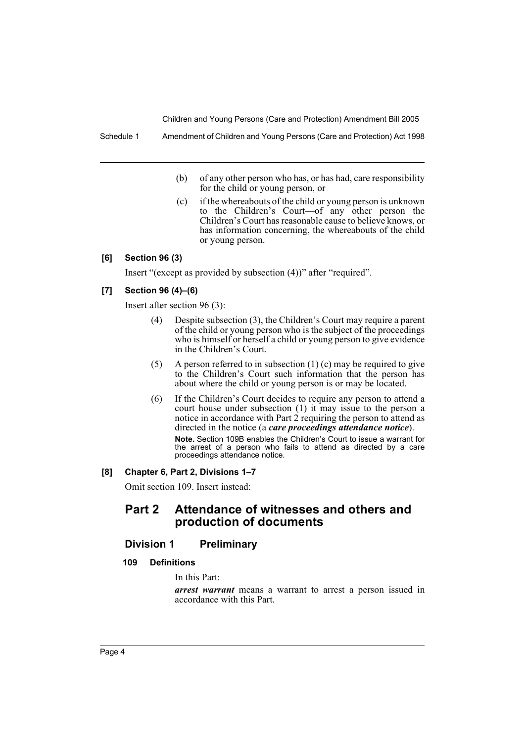(b) of any other person who has, or has had, care responsibility for the child or young person, or

(c) if the whereabouts of the child or young person is unknown to the Children's Court—of any other person the Children's Court has reasonable cause to believe knows, or has information concerning, the whereabouts of the child or young person.

**[6] Section 96 (3)**

Insert "(except as provided by subsection (4))" after "required".

**[7] Section 96 (4)–(6)**

Insert after section 96 (3):

(4) Despite subsection (3), the Children's Court may require a parent of the child or young person who is the subject of the proceedings who is himself or herself a child or young person to give evidence in the Children's Court.

(5) A person referred to in subsection (1) (c) may be required to give to the Children's Court such information that the person has about where the child or young person is or may be located.

(6) If the Children's Court decides to require any person to attend a court house under subsection (1) it may issue to the person a notice in accordance with Part 2 requiring the person to attend as directed in the notice (a ***care proceedings attendance notice***).

**Note.** Section 109B enables the Children's Court to issue a warrant for the arrest of a person who fails to attend as directed by a care proceedings attendance notice.

**[8] Chapter 6, Part 2, Divisions 1–7**

Omit section 109. Insert instead:

## Part 2 Attendance of witnesses and others and production of documents

### Division 1 Preliminary

**109 Definitions**

In this Part:

***arrest warrant*** means a warrant to arrest a person issued in accordance with this Part.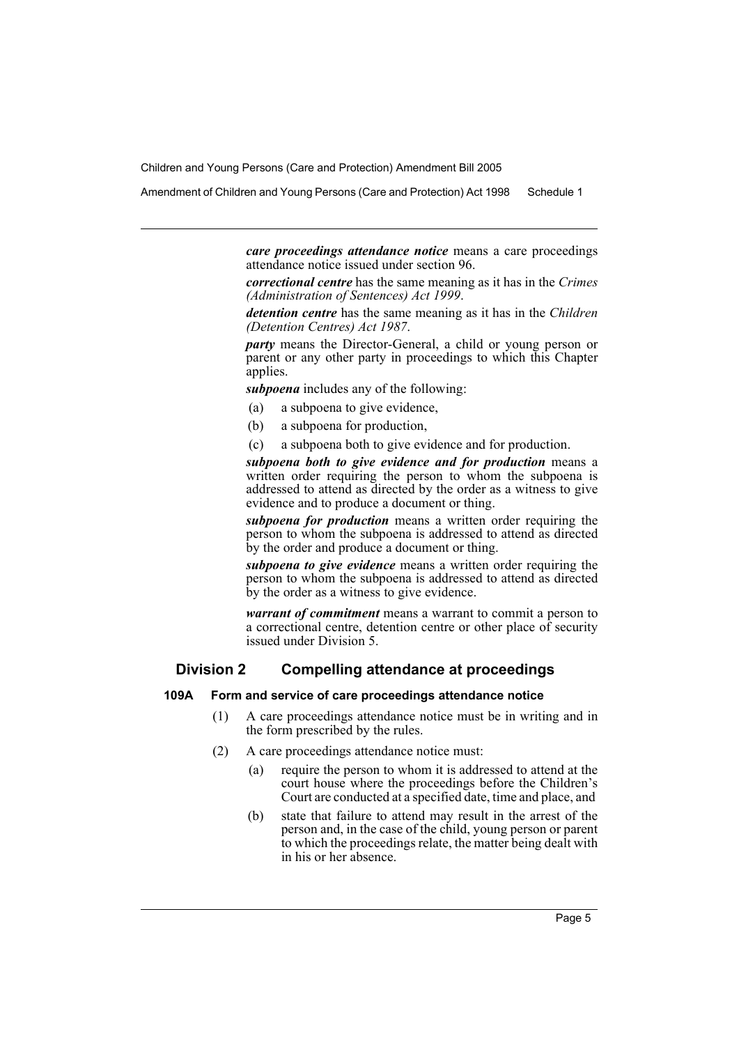***care proceedings attendance notice*** means a care proceedings attendance notice issued under section 96.

***correctional centre*** has the same meaning as it has in the *Crimes (Administration of Sentences) Act 1999*.

***detention centre*** has the same meaning as it has in the *Children (Detention Centres) Act 1987*.

***party*** means the Director-General, a child or young person or parent or any other party in proceedings to which this Chapter applies.

***subpoena*** includes any of the following:

(a) a subpoena to give evidence,

(b) a subpoena for production,

(c) a subpoena both to give evidence and for production.

***subpoena both to give evidence and for production*** means a written order requiring the person to whom the subpoena is addressed to attend as directed by the order as a witness to give evidence and to produce a document or thing.

***subpoena for production*** means a written order requiring the person to whom the subpoena is addressed to attend as directed by the order and produce a document or thing.

***subpoena to give evidence*** means a written order requiring the person to whom the subpoena is addressed to attend as directed by the order as a witness to give evidence.

***warrant of commitment*** means a warrant to commit a person to a correctional centre, detention centre or other place of security issued under Division 5.

## Division 2 Compelling attendance at proceedings

### 109A Form and service of care proceedings attendance notice

(1) A care proceedings attendance notice must be in writing and in the form prescribed by the rules.

(2) A care proceedings attendance notice must:

(a) require the person to whom it is addressed to attend at the court house where the proceedings before the Children's Court are conducted at a specified date, time and place, and

(b) state that failure to attend may result in the arrest of the person and, in the case of the child, young person or parent to which the proceedings relate, the matter being dealt with in his or her absence.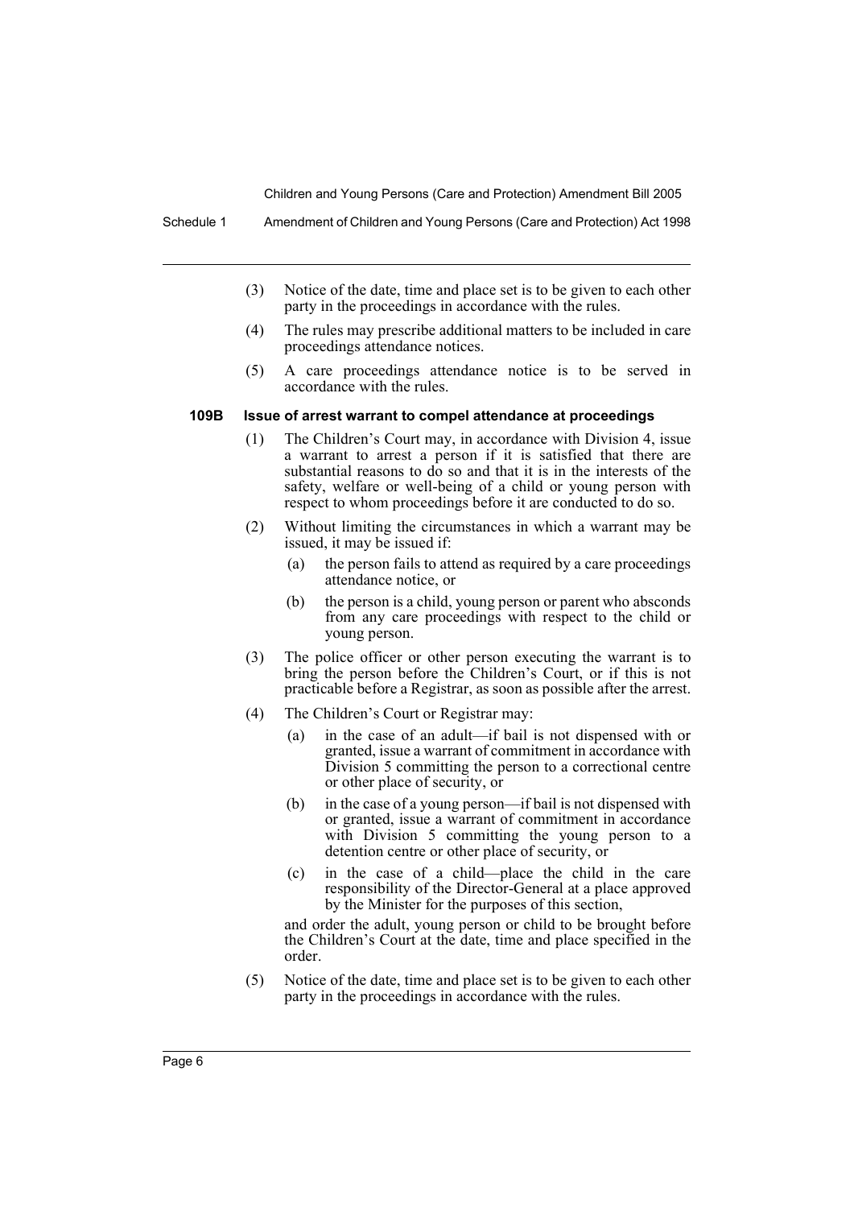(3) Notice of the date, time and place set is to be given to each other party in the proceedings in accordance with the rules.

(4) The rules may prescribe additional matters to be included in care proceedings attendance notices.

(5) A care proceedings attendance notice is to be served in accordance with the rules.

### 109B Issue of arrest warrant to compel attendance at proceedings

(1) The Children's Court may, in accordance with Division 4, issue a warrant to arrest a person if it is satisfied that there are substantial reasons to do so and that it is in the interests of the safety, welfare or well-being of a child or young person with respect to whom proceedings before it are conducted to do so.

(2) Without limiting the circumstances in which a warrant may be issued, it may be issued if:

- (a) the person fails to attend as required by a care proceedings attendance notice, or
- (b) the person is a child, young person or parent who absconds from any care proceedings with respect to the child or young person.

(3) The police officer or other person executing the warrant is to bring the person before the Children's Court, or if this is not practicable before a Registrar, as soon as possible after the arrest.

(4) The Children's Court or Registrar may:

- (a) in the case of an adult—if bail is not dispensed with or granted, issue a warrant of commitment in accordance with Division 5 committing the person to a correctional centre or other place of security, or
- (b) in the case of a young person—if bail is not dispensed with or granted, issue a warrant of commitment in accordance with Division 5 committing the young person to a detention centre or other place of security, or
- (c) in the case of a child—place the child in the care responsibility of the Director-General at a place approved by the Minister for the purposes of this section,

and order the adult, young person or child to be brought before the Children's Court at the date, time and place specified in the order.

(5) Notice of the date, time and place set is to be given to each other party in the proceedings in accordance with the rules.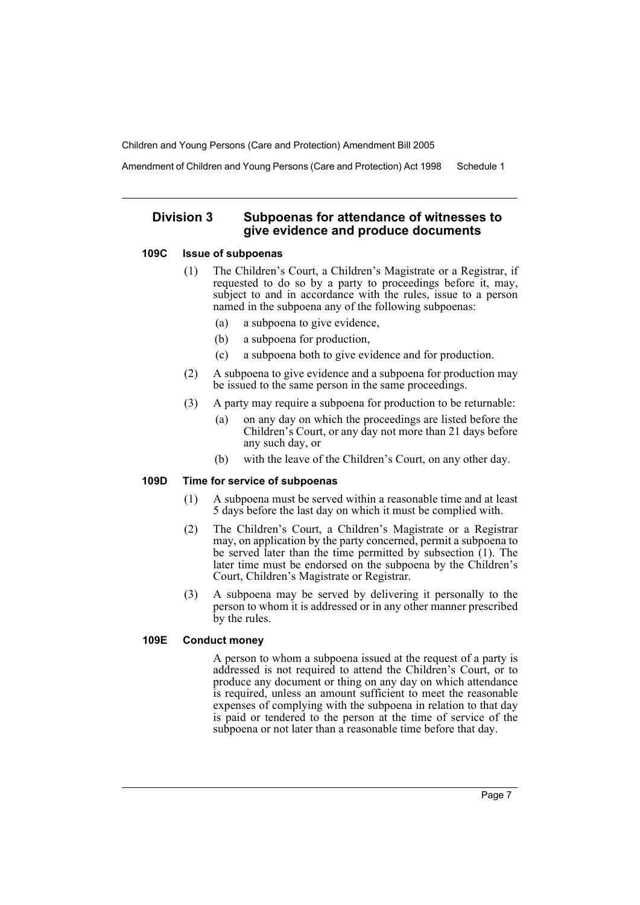## Division 3 Subpoenas for attendance of witnesses to give evidence and produce documents

### 109C Issue of subpoenas

(1) The Children's Court, a Children's Magistrate or a Registrar, if requested to do so by a party to proceedings before it, may, subject to and in accordance with the rules, issue to a person named in the subpoena any of the following subpoenas:

- (a) a subpoena to give evidence,
- (b) a subpoena for production,
- (c) a subpoena both to give evidence and for production.

(2) A subpoena to give evidence and a subpoena for production may be issued to the same person in the same proceedings.

(3) A party may require a subpoena for production to be returnable:

- (a) on any day on which the proceedings are listed before the Children's Court, or any day not more than 21 days before any such day, or
- (b) with the leave of the Children's Court, on any other day.

### 109D Time for service of subpoenas

(1) A subpoena must be served within a reasonable time and at least 5 days before the last day on which it must be complied with.

(2) The Children's Court, a Children's Magistrate or a Registrar may, on application by the party concerned, permit a subpoena to be served later than the time permitted by subsection (1). The later time must be endorsed on the subpoena by the Children's Court, Children's Magistrate or Registrar.

(3) A subpoena may be served by delivering it personally to the person to whom it is addressed or in any other manner prescribed by the rules.

### 109E Conduct money

A person to whom a subpoena issued at the request of a party is addressed is not required to attend the Children's Court, or to produce any document or thing on any day on which attendance is required, unless an amount sufficient to meet the reasonable expenses of complying with the subpoena in relation to that day is paid or tendered to the person at the time of service of the subpoena or not later than a reasonable time before that day.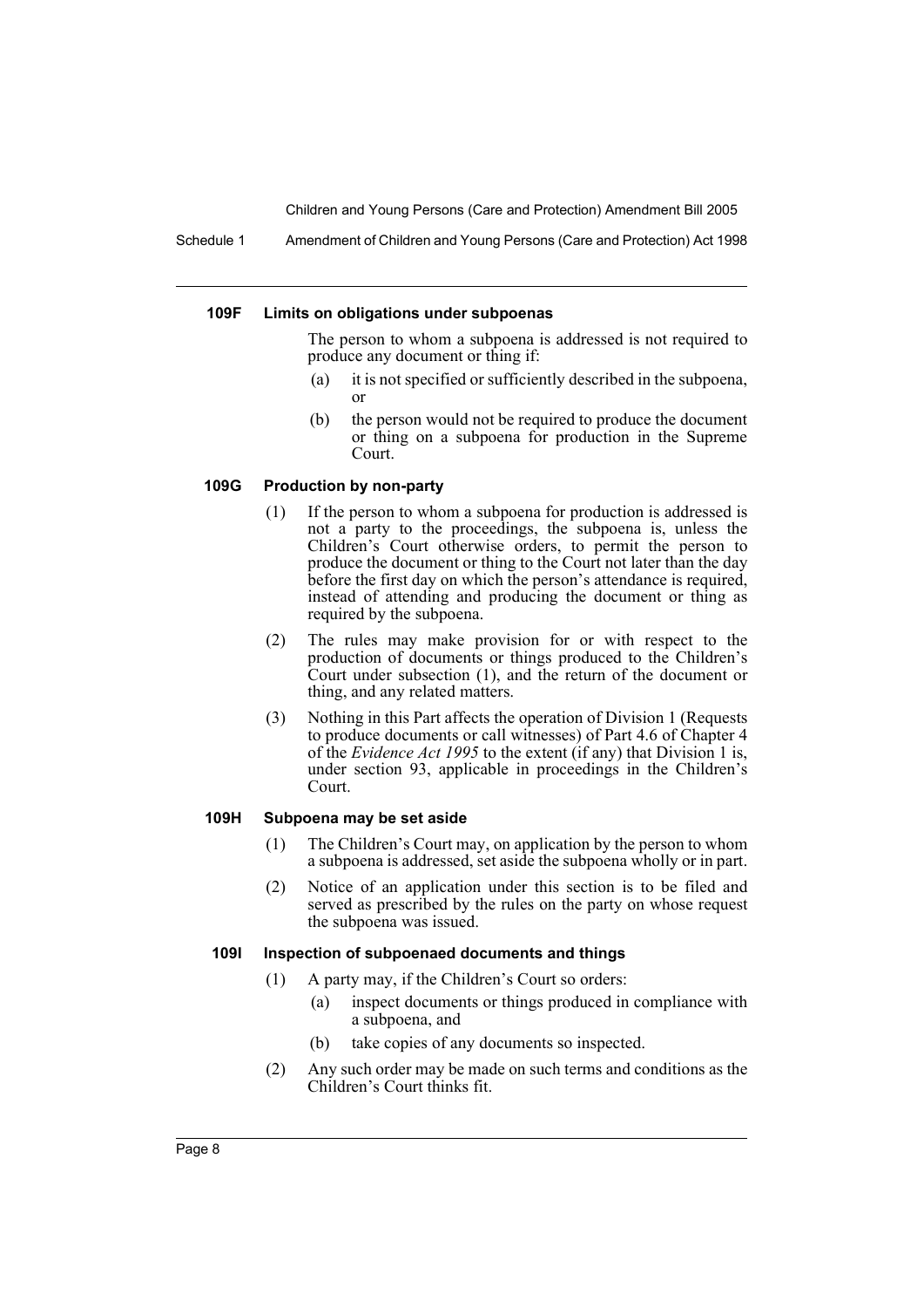#### 109F Limits on obligations under subpoenas

The person to whom a subpoena is addressed is not required to produce any document or thing if:

(a) it is not specified or sufficiently described in the subpoena, or

(b) the person would not be required to produce the document or thing on a subpoena for production in the Supreme Court.

#### 109G Production by non-party

(1) If the person to whom a subpoena for production is addressed is not a party to the proceedings, the subpoena is, unless the Children's Court otherwise orders, to permit the person to produce the document or thing to the Court not later than the day before the first day on which the person's attendance is required, instead of attending and producing the document or thing as required by the subpoena.

(2) The rules may make provision for or with respect to the production of documents or things produced to the Children's Court under subsection (1), and the return of the document or thing, and any related matters.

(3) Nothing in this Part affects the operation of Division 1 (Requests to produce documents or call witnesses) of Part 4.6 of Chapter 4 of the *Evidence Act 1995* to the extent (if any) that Division 1 is, under section 93, applicable in proceedings in the Children's Court.

#### 109H Subpoena may be set aside

(1) The Children's Court may, on application by the person to whom a subpoena is addressed, set aside the subpoena wholly or in part.

(2) Notice of an application under this section is to be filed and served as prescribed by the rules on the party on whose request the subpoena was issued.

#### 109I Inspection of subpoenaed documents and things

(1) A party may, if the Children's Court so orders:

(a) inspect documents or things produced in compliance with a subpoena, and

(b) take copies of any documents so inspected.

(2) Any such order may be made on such terms and conditions as the Children's Court thinks fit.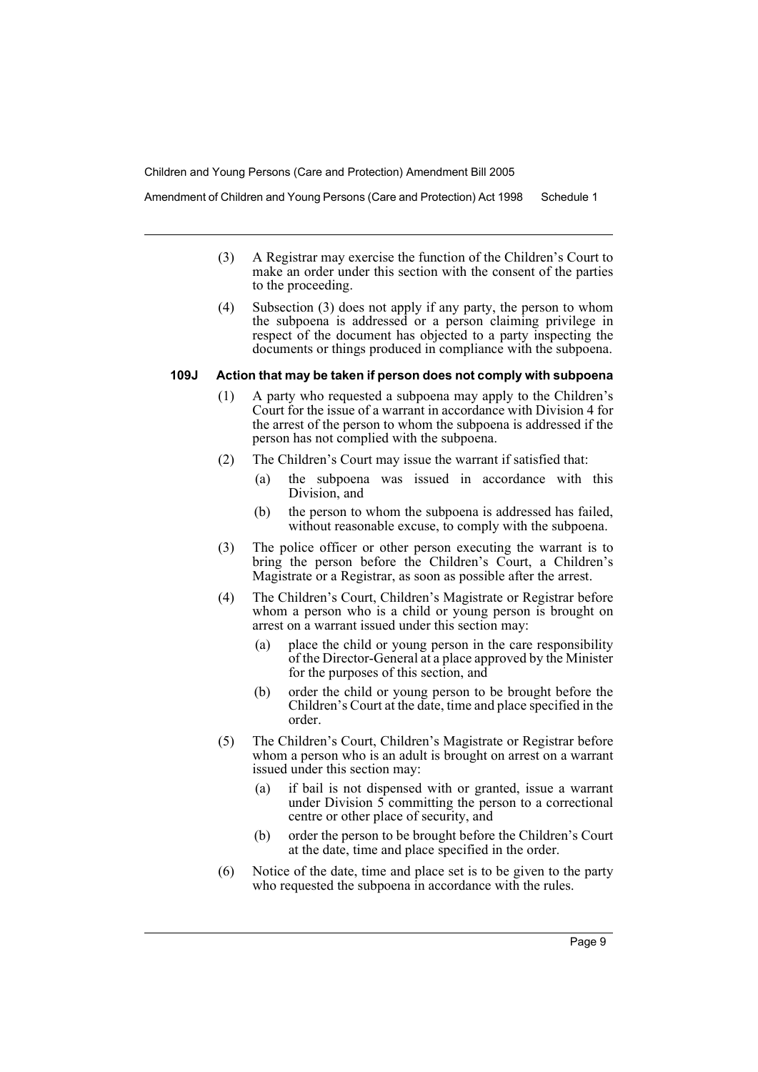(3) A Registrar may exercise the function of the Children's Court to make an order under this section with the consent of the parties to the proceeding.

(4) Subsection (3) does not apply if any party, the person to whom the subpoena is addressed or a person claiming privilege in respect of the document has objected to a party inspecting the documents or things produced in compliance with the subpoena.

### 109J Action that may be taken if person does not comply with subpoena

(1) A party who requested a subpoena may apply to the Children's Court for the issue of a warrant in accordance with Division 4 for the arrest of the person to whom the subpoena is addressed if the person has not complied with the subpoena.

(2) The Children's Court may issue the warrant if satisfied that:

- (a) the subpoena was issued in accordance with this Division, and
- (b) the person to whom the subpoena is addressed has failed, without reasonable excuse, to comply with the subpoena.

(3) The police officer or other person executing the warrant is to bring the person before the Children's Court, a Children's Magistrate or a Registrar, as soon as possible after the arrest.

(4) The Children's Court, Children's Magistrate or Registrar before whom a person who is a child or young person is brought on arrest on a warrant issued under this section may:

- (a) place the child or young person in the care responsibility of the Director-General at a place approved by the Minister for the purposes of this section, and
- (b) order the child or young person to be brought before the Children's Court at the date, time and place specified in the order.

(5) The Children's Court, Children's Magistrate or Registrar before whom a person who is an adult is brought on arrest on a warrant issued under this section may:

- (a) if bail is not dispensed with or granted, issue a warrant under Division 5 committing the person to a correctional centre or other place of security, and
- (b) order the person to be brought before the Children's Court at the date, time and place specified in the order.

(6) Notice of the date, time and place set is to be given to the party who requested the subpoena in accordance with the rules.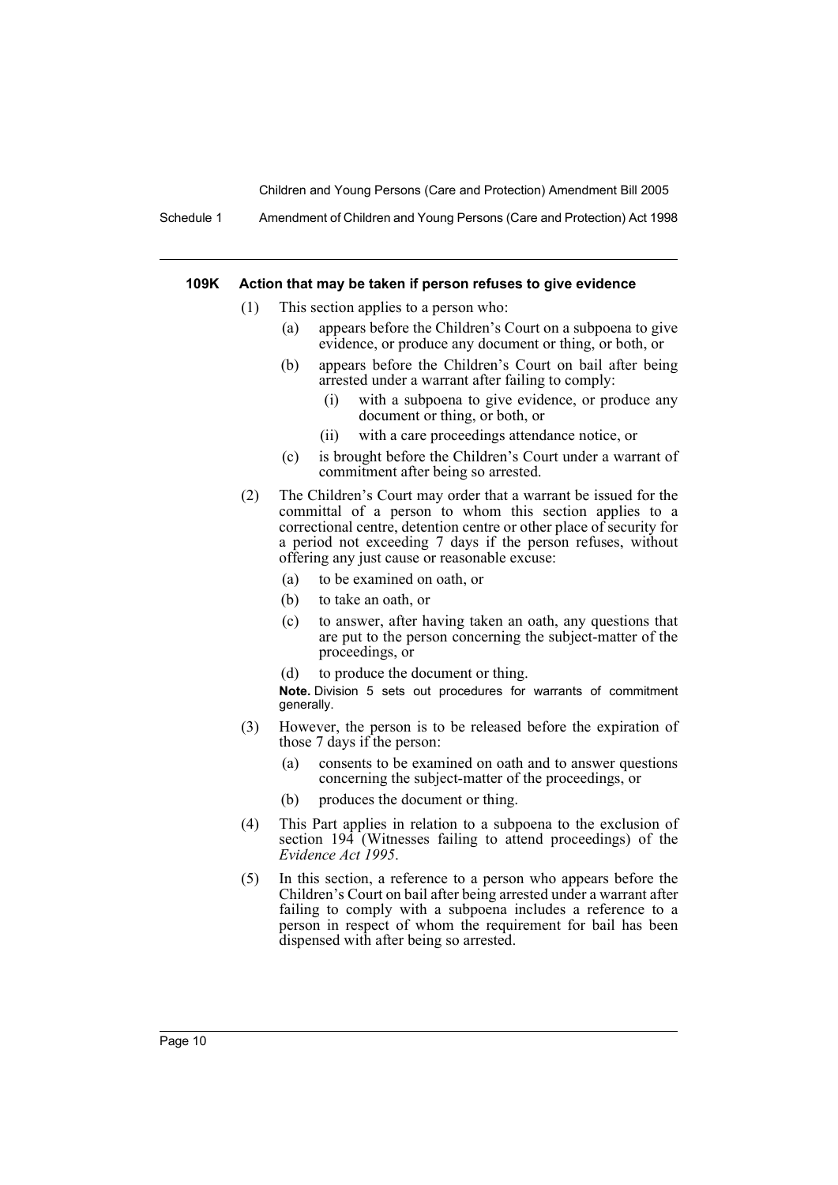#### 109K Action that may be taken if person refuses to give evidence

(1) This section applies to a person who:

- (a) appears before the Children's Court on a subpoena to give evidence, or produce any document or thing, or both, or
- (b) appears before the Children's Court on bail after being arrested under a warrant after failing to comply:
  - (i) with a subpoena to give evidence, or produce any document or thing, or both, or
  - (ii) with a care proceedings attendance notice, or
- (c) is brought before the Children's Court under a warrant of commitment after being so arrested.

(2) The Children's Court may order that a warrant be issued for the committal of a person to whom this section applies to a correctional centre, detention centre or other place of security for a period not exceeding 7 days if the person refuses, without offering any just cause or reasonable excuse:

- (a) to be examined on oath, or
- (b) to take an oath, or
- (c) to answer, after having taken an oath, any questions that are put to the person concerning the subject-matter of the proceedings, or
- (d) to produce the document or thing.

**Note.** Division 5 sets out procedures for warrants of commitment generally.

(3) However, the person is to be released before the expiration of those 7 days if the person:

- (a) consents to be examined on oath and to answer questions concerning the subject-matter of the proceedings, or
- (b) produces the document or thing.

(4) This Part applies in relation to a subpoena to the exclusion of section 194 (Witnesses failing to attend proceedings) of the *Evidence Act 1995*.

(5) In this section, a reference to a person who appears before the Children's Court on bail after being arrested under a warrant after failing to comply with a subpoena includes a reference to a person in respect of whom the requirement for bail has been dispensed with after being so arrested.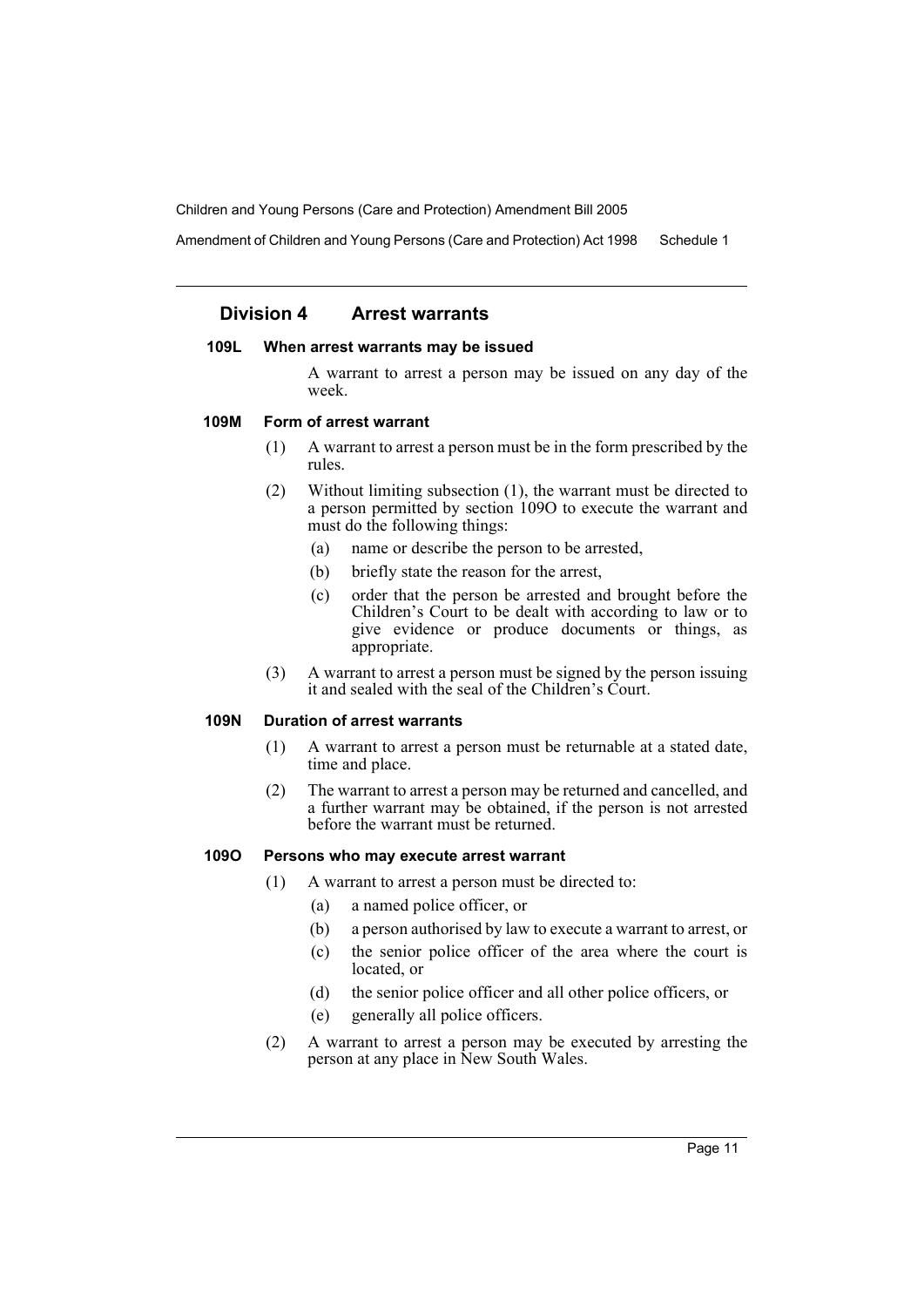## Division 4 Arrest warrants

### 109L When arrest warrants may be issued

A warrant to arrest a person may be issued on any day of the week.

### 109M Form of arrest warrant

(1) A warrant to arrest a person must be in the form prescribed by the rules.

(2) Without limiting subsection (1), the warrant must be directed to a person permitted by section 109O to execute the warrant and must do the following things:

- (a) name or describe the person to be arrested,
- (b) briefly state the reason for the arrest,
- (c) order that the person be arrested and brought before the Children's Court to be dealt with according to law or to give evidence or produce documents or things, as appropriate.

(3) A warrant to arrest a person must be signed by the person issuing it and sealed with the seal of the Children's Court.

### 109N Duration of arrest warrants

(1) A warrant to arrest a person must be returnable at a stated date, time and place.

(2) The warrant to arrest a person may be returned and cancelled, and a further warrant may be obtained, if the person is not arrested before the warrant must be returned.

### 109O Persons who may execute arrest warrant

(1) A warrant to arrest a person must be directed to:

- (a) a named police officer, or
- (b) a person authorised by law to execute a warrant to arrest, or
- (c) the senior police officer of the area where the court is located, or
- (d) the senior police officer and all other police officers, or
- (e) generally all police officers.

(2) A warrant to arrest a person may be executed by arresting the person at any place in New South Wales.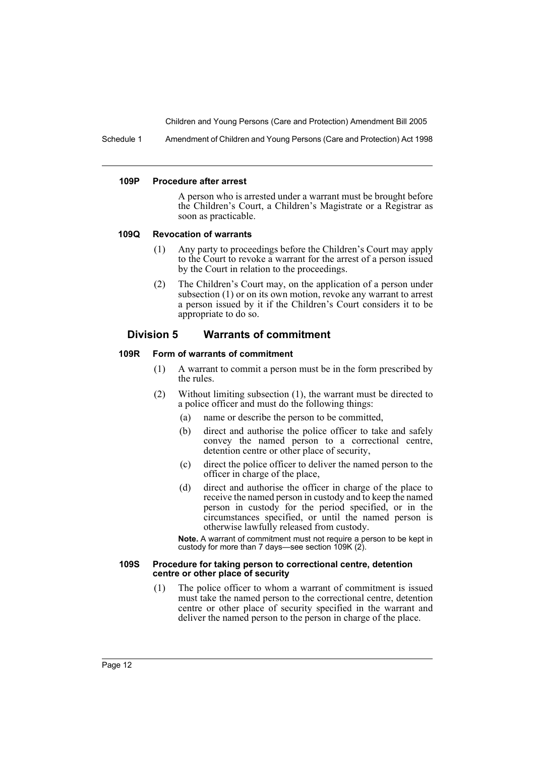#### 109P Procedure after arrest

A person who is arrested under a warrant must be brought before the Children's Court, a Children's Magistrate or a Registrar as soon as practicable.

#### 109Q Revocation of warrants

(1) Any party to proceedings before the Children's Court may apply to the Court to revoke a warrant for the arrest of a person issued by the Court in relation to the proceedings.

(2) The Children's Court may, on the application of a person under subsection (1) or on its own motion, revoke any warrant to arrest a person issued by it if the Children's Court considers it to be appropriate to do so.

### Division 5 Warrants of commitment

#### 109R Form of warrants of commitment

(1) A warrant to commit a person must be in the form prescribed by the rules.

(2) Without limiting subsection (1), the warrant must be directed to a police officer and must do the following things:

(a) name or describe the person to be committed,

(b) direct and authorise the police officer to take and safely convey the named person to a correctional centre, detention centre or other place of security,

(c) direct the police officer to deliver the named person to the officer in charge of the place,

(d) direct and authorise the officer in charge of the place to receive the named person in custody and to keep the named person in custody for the period specified, or in the circumstances specified, or until the named person is otherwise lawfully released from custody.

**Note.** A warrant of commitment must not require a person to be kept in custody for more than 7 days—see section 109K (2).

#### 109S Procedure for taking person to correctional centre, detention centre or other place of security

(1) The police officer to whom a warrant of commitment is issued must take the named person to the correctional centre, detention centre or other place of security specified in the warrant and deliver the named person to the person in charge of the place.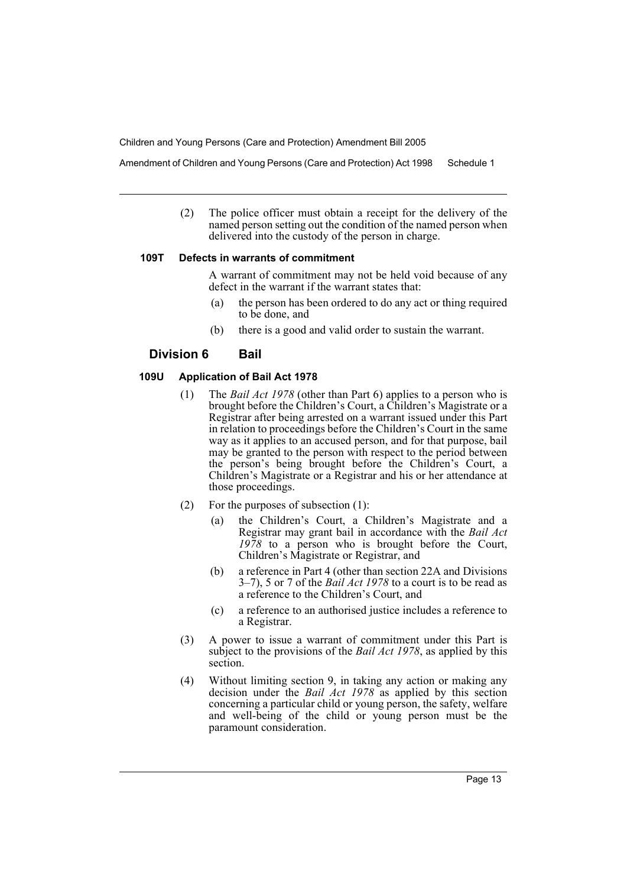(2) The police officer must obtain a receipt for the delivery of the named person setting out the condition of the named person when delivered into the custody of the person in charge.

#### 109T Defects in warrants of commitment

A warrant of commitment may not be held void because of any defect in the warrant if the warrant states that:

(a) the person has been ordered to do any act or thing required to be done, and

(b) there is a good and valid order to sustain the warrant.

### Division 6 Bail

#### 109U Application of Bail Act 1978

(1) The *Bail Act 1978* (other than Part 6) applies to a person who is brought before the Children's Court, a Children's Magistrate or a Registrar after being arrested on a warrant issued under this Part in relation to proceedings before the Children's Court in the same way as it applies to an accused person, and for that purpose, bail may be granted to the person with respect to the period between the person's being brought before the Children's Court, a Children's Magistrate or a Registrar and his or her attendance at those proceedings.

(2) For the purposes of subsection (1):

(a) the Children's Court, a Children's Magistrate and a Registrar may grant bail in accordance with the *Bail Act 1978* to a person who is brought before the Court, Children's Magistrate or Registrar, and

(b) a reference in Part 4 (other than section 22A and Divisions 3–7), 5 or 7 of the *Bail Act 1978* to a court is to be read as a reference to the Children's Court, and

(c) a reference to an authorised justice includes a reference to a Registrar.

(3) A power to issue a warrant of commitment under this Part is subject to the provisions of the *Bail Act 1978*, as applied by this section.

(4) Without limiting section 9, in taking any action or making any decision under the *Bail Act 1978* as applied by this section concerning a particular child or young person, the safety, welfare and well-being of the child or young person must be the paramount consideration.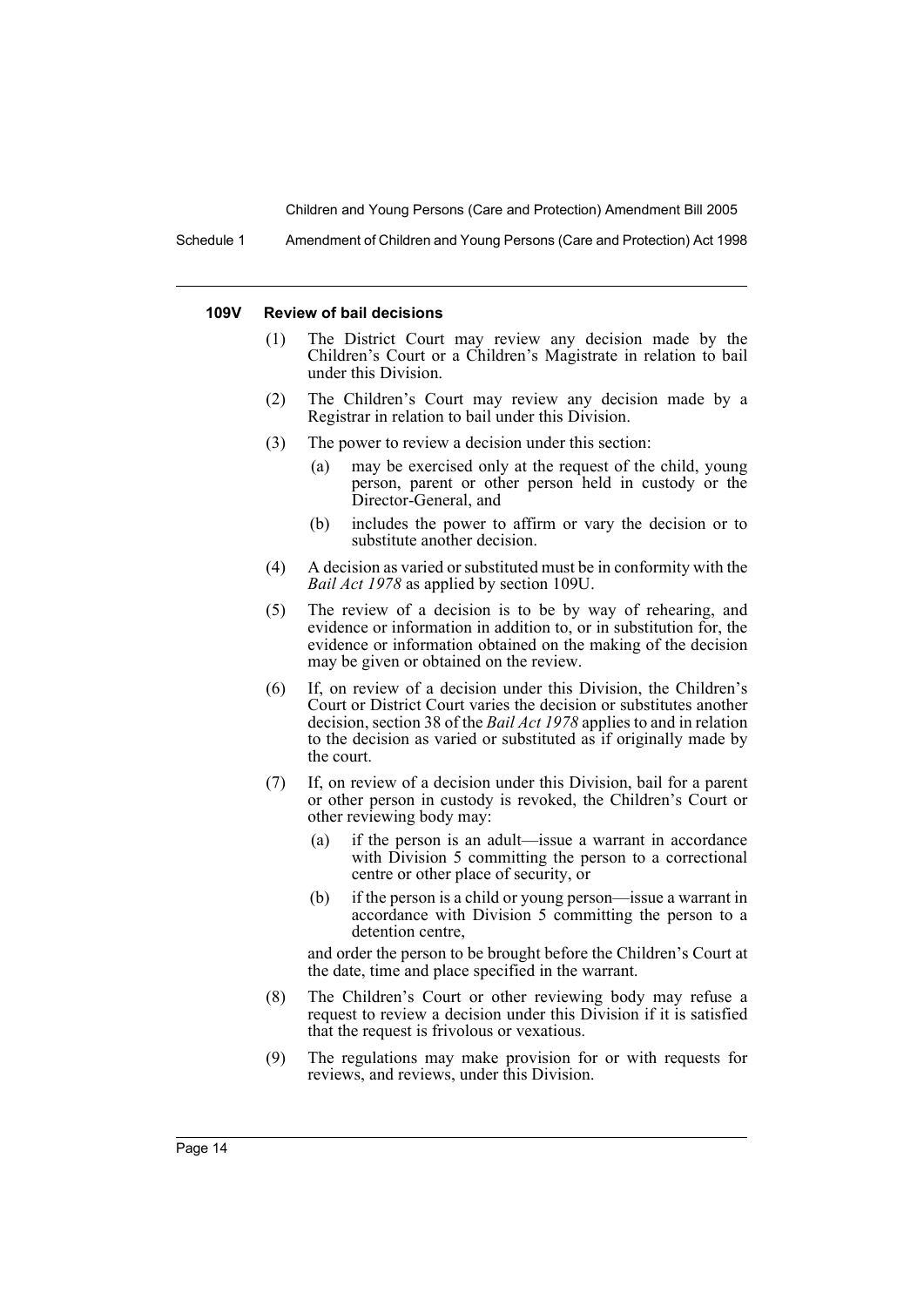#### 109V Review of bail decisions

(1) The District Court may review any decision made by the Children's Court or a Children's Magistrate in relation to bail under this Division.

(2) The Children's Court may review any decision made by a Registrar in relation to bail under this Division.

(3) The power to review a decision under this section:

- (a) may be exercised only at the request of the child, young person, parent or other person held in custody or the Director-General, and
- (b) includes the power to affirm or vary the decision or to substitute another decision.

(4) A decision as varied or substituted must be in conformity with the *Bail Act 1978* as applied by section 109U.

(5) The review of a decision is to be by way of rehearing, and evidence or information in addition to, or in substitution for, the evidence or information obtained on the making of the decision may be given or obtained on the review.

(6) If, on review of a decision under this Division, the Children's Court or District Court varies the decision or substitutes another decision, section 38 of the *Bail Act 1978* applies to and in relation to the decision as varied or substituted as if originally made by the court.

(7) If, on review of a decision under this Division, bail for a parent or other person in custody is revoked, the Children's Court or other reviewing body may:

- (a) if the person is an adult—issue a warrant in accordance with Division 5 committing the person to a correctional centre or other place of security, or
- (b) if the person is a child or young person—issue a warrant in accordance with Division 5 committing the person to a detention centre,

and order the person to be brought before the Children's Court at the date, time and place specified in the warrant.

(8) The Children's Court or other reviewing body may refuse a request to review a decision under this Division if it is satisfied that the request is frivolous or vexatious.

(9) The regulations may make provision for or with requests for reviews, and reviews, under this Division.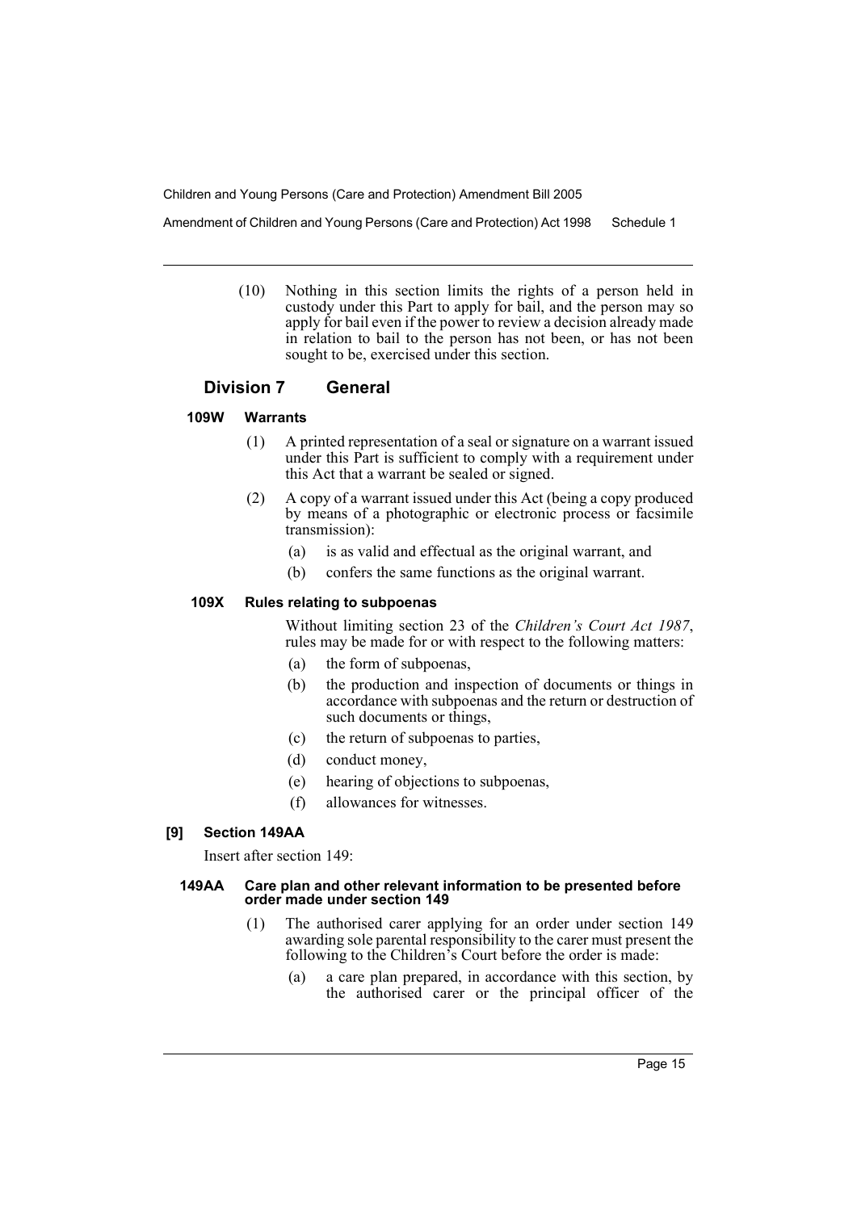(10) Nothing in this section limits the rights of a person held in custody under this Part to apply for bail, and the person may so apply for bail even if the power to review a decision already made in relation to bail to the person has not been, or has not been sought to be, exercised under this section.

## Division 7 General

### 109W Warrants

(1) A printed representation of a seal or signature on a warrant issued under this Part is sufficient to comply with a requirement under this Act that a warrant be sealed or signed.

(2) A copy of a warrant issued under this Act (being a copy produced by means of a photographic or electronic process or facsimile transmission):

- (a) is as valid and effectual as the original warrant, and
- (b) confers the same functions as the original warrant.

### 109X Rules relating to subpoenas

Without limiting section 23 of the *Children's Court Act 1987*, rules may be made for or with respect to the following matters:

- (a) the form of subpoenas,
- (b) the production and inspection of documents or things in accordance with subpoenas and the return or destruction of such documents or things,
- (c) the return of subpoenas to parties,
- (d) conduct money,
- (e) hearing of objections to subpoenas,
- (f) allowances for witnesses.

### [9] Section 149AA

Insert after section 149:

### 149AA Care plan and other relevant information to be presented before order made under section 149

(1) The authorised carer applying for an order under section 149 awarding sole parental responsibility to the carer must present the following to the Children's Court before the order is made:

- (a) a care plan prepared, in accordance with this section, by the authorised carer or the principal officer of the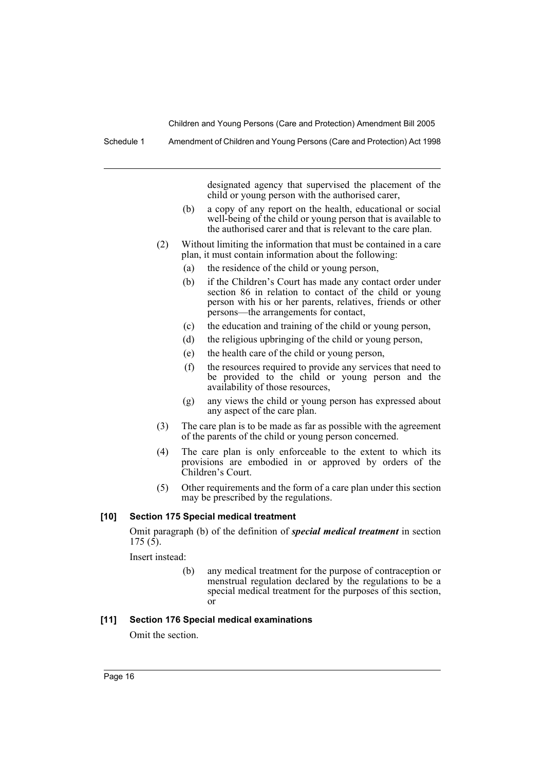designated agency that supervised the placement of the child or young person with the authorised carer,

(b) a copy of any report on the health, educational or social well-being of the child or young person that is available to the authorised carer and that is relevant to the care plan.

(2) Without limiting the information that must be contained in a care plan, it must contain information about the following:

(a) the residence of the child or young person,

(b) if the Children's Court has made any contact order under section 86 in relation to contact of the child or young person with his or her parents, relatives, friends or other persons—the arrangements for contact,

(c) the education and training of the child or young person,

(d) the religious upbringing of the child or young person,

(e) the health care of the child or young person,

(f) the resources required to provide any services that need to be provided to the child or young person and the availability of those resources,

(g) any views the child or young person has expressed about any aspect of the care plan.

(3) The care plan is to be made as far as possible with the agreement of the parents of the child or young person concerned.

(4) The care plan is only enforceable to the extent to which its provisions are embodied in or approved by orders of the Children's Court.

(5) Other requirements and the form of a care plan under this section may be prescribed by the regulations.

**[10] Section 175 Special medical treatment**

Omit paragraph (b) of the definition of ***special medical treatment*** in section 175 (5).

Insert instead:

(b) any medical treatment for the purpose of contraception or menstrual regulation declared by the regulations to be a special medical treatment for the purposes of this section, or

**[11] Section 176 Special medical examinations**

Omit the section.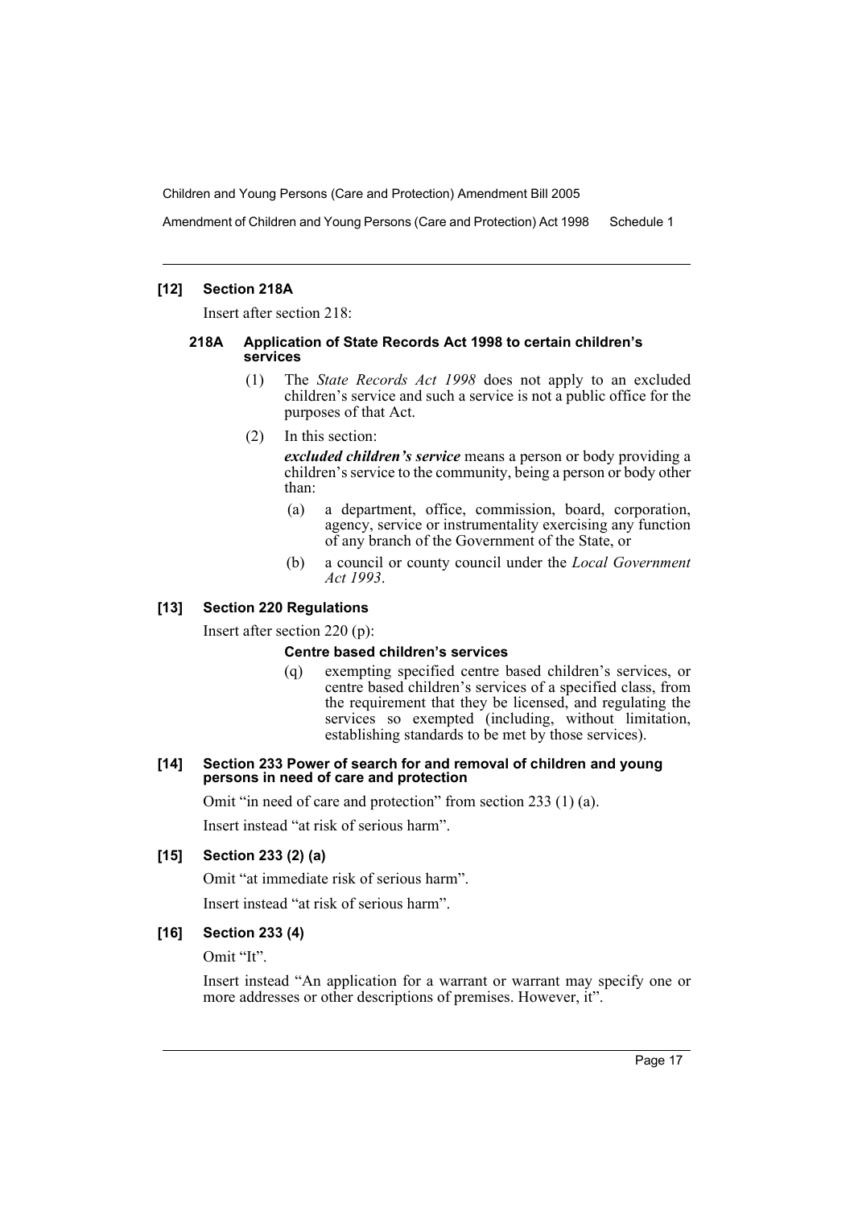### [12] Section 218A

Insert after section 218:

#### 218A Application of State Records Act 1998 to certain children's services

(1) The *State Records Act 1998* does not apply to an excluded children's service and such a service is not a public office for the purposes of that Act.

(2) In this section:

***excluded children's service*** means a person or body providing a children's service to the community, being a person or body other than:

- (a) a department, office, commission, board, corporation, agency, service or instrumentality exercising any function of any branch of the Government of the State, or
- (b) a council or county council under the *Local Government Act 1993*.

### [13] Section 220 Regulations

Insert after section 220 (p):

**Centre based children's services**

- (q) exempting specified centre based children's services, or centre based children's services of a specified class, from the requirement that they be licensed, and regulating the services so exempted (including, without limitation, establishing standards to be met by those services).

### [14] Section 233 Power of search for and removal of children and young persons in need of care and protection

Omit "in need of care and protection" from section 233 (1) (a).

Insert instead "at risk of serious harm".

### [15] Section 233 (2) (a)

Omit "at immediate risk of serious harm".

Insert instead "at risk of serious harm".

### [16] Section 233 (4)

Omit "It".

Insert instead "An application for a warrant or warrant may specify one or more addresses or other descriptions of premises. However, it".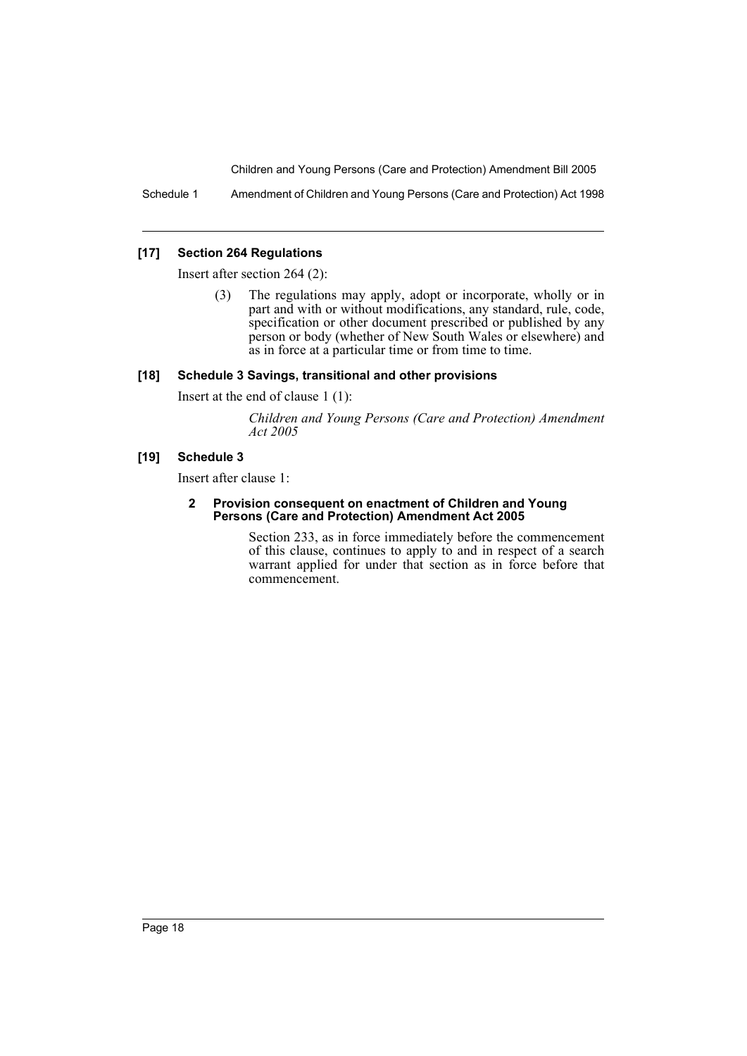### [17] Section 264 Regulations

Insert after section 264 (2):

> (3) The regulations may apply, adopt or incorporate, wholly or in part and with or without modifications, any standard, rule, code, specification or other document prescribed or published by any person or body (whether of New South Wales or elsewhere) and as in force at a particular time or from time to time.

### [18] Schedule 3 Savings, transitional and other provisions

Insert at the end of clause 1 (1):

> *Children and Young Persons (Care and Protection) Amendment Act 2005*

### [19] Schedule 3

Insert after clause 1:

> **2 Provision consequent on enactment of Children and Young Persons (Care and Protection) Amendment Act 2005**
>
> Section 233, as in force immediately before the commencement of this clause, continues to apply to and in respect of a search warrant applied for under that section as in force before that commencement.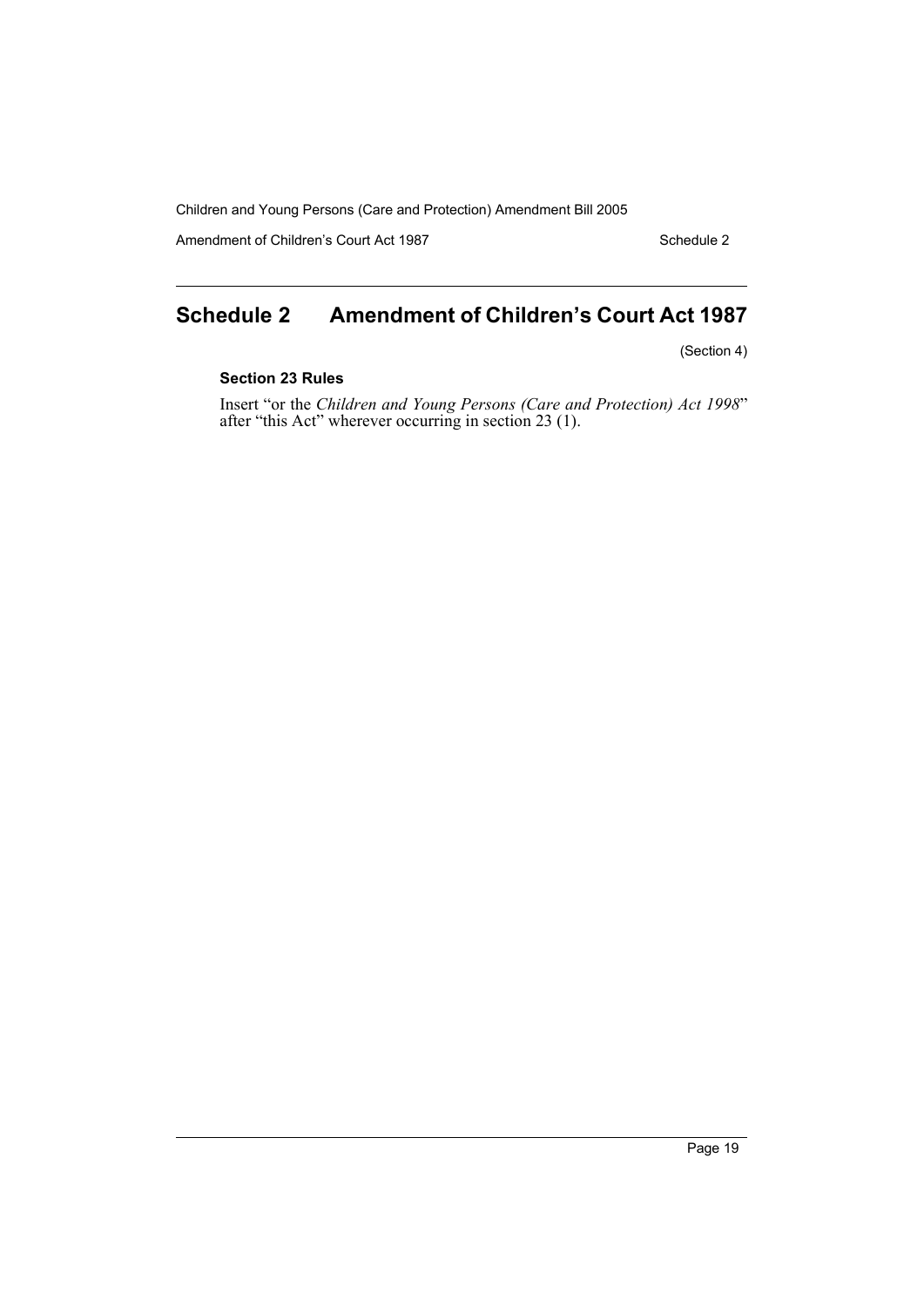# Schedule 2 Amendment of Children's Court Act 1987

(Section 4)

**Section 23 Rules**

Insert "or the *Children and Young Persons (Care and Protection) Act 1998*" after "this Act" wherever occurring in section 23 (1).